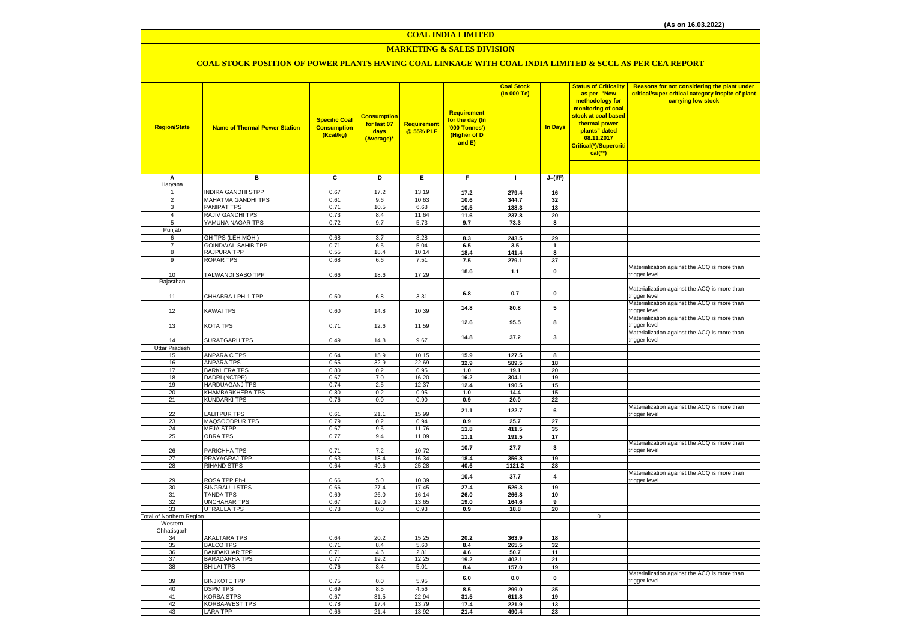(As on 16.03.2022)

# COAL INDIA LIMITED

## MARKETING & SALES DIVISION

### COAL STOCK POSITION OF POWER PLANTS HAVING COAL LINKAGE WITH COAL INDIA LIMITED & SCCL AS PER CEA REPORT

| Region/State | Name of Thermal Power Station | Specific Coal Consumption (Kcal/kg) | Consumption for last 07 days (Average)* | Requirement @ 55% PLF | Requirement for the day (In '000 Tonnes') (Higher of D and E) | Coal Stock (In 000 Te) | In Days | Status of Criticality as per "New methodology for monitoring of coal stock at coal based thermal power plants" dated 08.11.2017 Critical(*)/Supercritical(**) | Reasons for not considering the plant under critical/super critical category inspite of plant carrying low stock |
|---|---|---|---|---|---|---|---|---|---|
| A | B | C | D | E | F | I | J=(I/F) | | |
| Haryana | | | | | | | | | |
| 1 | INDIRA GANDHI STPP | 0.67 | 17.2 | 13.19 | 17.2 | 279.4 | 16 | | |
| 2 | MAHATMA GANDHI TPS | 0.61 | 9.6 | 10.63 | 10.6 | 344.7 | 32 | | |
| 3 | PANIPAT TPS | 0.71 | 10.5 | 6.68 | 10.5 | 138.3 | 13 | | |
| 4 | RAJIV GANDHI TPS | 0.73 | 8.4 | 11.64 | 11.6 | 237.8 | 20 | | |
| 5 | YAMUNA NAGAR TPS | 0.72 | 9.7 | 5.73 | 9.7 | 73.3 | 8 | | |
| Punjab | | | | | | | | | |
| 6 | GH TPS (LEH.MOH.) | 0.68 | 3.7 | 8.28 | 8.3 | 243.5 | 29 | | |
| 7 | GOINDWAL SAHIB TPP | 0.71 | 6.5 | 5.04 | 6.5 | 3.5 | 1 | | |
| 8 | RAJPURA TPP | 0.55 | 18.4 | 10.14 | 18.4 | 141.4 | 8 | | |
| 9 | ROPAR TPS | 0.68 | 6.6 | 7.51 | 7.5 | 279.1 | 37 | | |
| 10 | TALWANDI SABO TPP | 0.66 | 18.6 | 17.29 | 18.6 | 1.1 | 0 | | Materialization against the ACQ is more than trigger level |
| Rajasthan | | | | | | | | | |
| 11 | CHHABRA-I PH-1 TPP | 0.50 | 6.8 | 3.31 | 6.8 | 0.7 | 0 | | Materialization against the ACQ is more than trigger level |
| 12 | KAWAI TPS | 0.60 | 14.8 | 10.39 | 14.8 | 80.8 | 5 | | Materialization against the ACQ is more than trigger level |
| 13 | KOTA TPS | 0.71 | 12.6 | 11.59 | 12.6 | 95.5 | 8 | | Materialization against the ACQ is more than trigger level |
| 14 | SURATGARH TPS | 0.49 | 14.8 | 9.67 | 14.8 | 37.2 | 3 | | Materialization against the ACQ is more than trigger level |
| Uttar Pradesh | | | | | | | | | |
| 15 | ANPARA C TPS | 0.64 | 15.9 | 10.15 | 15.9 | 127.5 | 8 | | |
| 16 | ANPARA TPS | 0.65 | 32.9 | 22.69 | 32.9 | 589.5 | 18 | | |
| 17 | BARKHERA TPS | 0.80 | 0.2 | 0.95 | 1.0 | 19.1 | 20 | | |
| 18 | DADRI (NCTPP) | 0.67 | 7.0 | 16.20 | 16.2 | 304.1 | 19 | | |
| 19 | HARDUAGANJ TPS | 0.74 | 2.5 | 12.37 | 12.4 | 190.5 | 15 | | |
| 20 | KHAMBARKHERA TPS | 0.80 | 0.2 | 0.95 | 1.0 | 14.4 | 15 | | |
| 21 | KUNDARKI TPS | 0.76 | 0.0 | 0.90 | 0.9 | 20.0 | 22 | | |
| 22 | LALITPUR TPS | 0.61 | 21.1 | 15.99 | 21.1 | 122.7 | 6 | | Materialization against the ACQ is more than trigger level |
| 23 | MAQSOODPUR TPS | 0.79 | 0.2 | 0.94 | 0.9 | 25.7 | 27 | | |
| 24 | MEJA STPP | 0.67 | 9.5 | 11.76 | 11.8 | 411.5 | 35 | | |
| 25 | OBRA TPS | 0.77 | 9.4 | 11.09 | 11.1 | 191.5 | 17 | | |
| 26 | PARICHHA TPS | 0.71 | 7.2 | 10.72 | 10.7 | 27.7 | 3 | | Materialization against the ACQ is more than trigger level |
| 27 | PRAYAGRAJ TPP | 0.63 | 18.4 | 16.34 | 18.4 | 356.8 | 19 | | |
| 28 | RIHAND STPS | 0.64 | 40.6 | 25.28 | 40.6 | 1121.2 | 28 | | |
| 29 | ROSA TPP Ph-I | 0.66 | 5.0 | 10.39 | 10.4 | 37.7 | 4 | | Materialization against the ACQ is more than trigger level |
| 30 | SINGRAULI STPS | 0.66 | 27.4 | 17.45 | 27.4 | 526.3 | 19 | | |
| 31 | TANDA TPS | 0.69 | 26.0 | 16.14 | 26.0 | 266.8 | 10 | | |
| 32 | UNCHAHAR TPS | 0.67 | 19.0 | 13.65 | 19.0 | 164.6 | 9 | | |
| 33 | UTRAULA TPS | 0.78 | 0.0 | 0.93 | 0.9 | 18.8 | 20 | | |
| Total of Northern Region | | | | | | | | 0 | |
| Western | | | | | | | | | |
| Chhatisgarh | | | | | | | | | |
| 34 | AKALTARA TPS | 0.64 | 20.2 | 15.25 | 20.2 | 363.9 | 18 | | |
| 35 | BALCO TPS | 0.71 | 8.4 | 5.60 | 8.4 | 265.5 | 32 | | |
| 36 | BANDAKHAR TPP | 0.71 | 4.6 | 2.81 | 4.6 | 50.7 | 11 | | |
| 37 | BARADARHA TPS | 0.77 | 19.2 | 12.25 | 19.2 | 402.1 | 21 | | |
| 38 | BHILAI TPS | 0.76 | 8.4 | 5.01 | 8.4 | 157.0 | 19 | | |
| 39 | BINJKOTE TPP | 0.75 | 0.0 | 5.95 | 6.0 | 0.0 | 0 | | Materialization against the ACQ is more than trigger level |
| 40 | DSPM TPS | 0.69 | 8.5 | 4.56 | 8.5 | 299.0 | 35 | | |
| 41 | KORBA STPS | 0.67 | 31.5 | 22.94 | 31.5 | 611.8 | 19 | | |
| 42 | KORBA-WEST TPS | 0.78 | 17.4 | 13.79 | 17.4 | 221.9 | 13 | | |
| 43 | LARA TPP | 0.66 | 21.4 | 13.92 | 21.4 | 490.4 | 23 | | |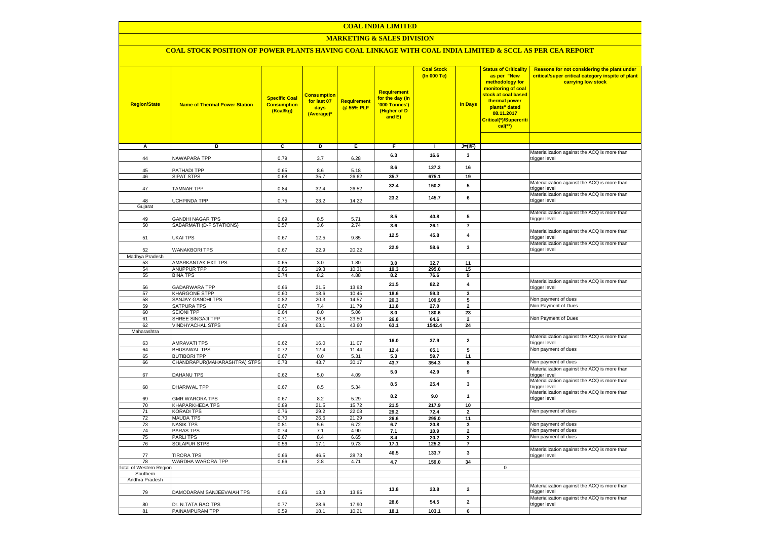# COAL INDIA LIMITED

## MARKETING & SALES DIVISION

### COAL STOCK POSITION OF POWER PLANTS HAVING COAL LINKAGE WITH COAL INDIA LIMITED & SCCL AS PER CEA REPORT

| Region/State | Name of Thermal Power Station | Specific Coal Consumption (Kcal/kg) | Consumption for last 07 days (Average)* | Requirement @ 55% PLF | Requirement for the day (In '000 Tonnes') (Higher of D and E) | Coal Stock (In 000 Te) | In Days | Status of Criticality as per "New methodology for monitoring of coal stock at coal based thermal power plants" dated 08.11.2017 Critical(*)/Supercritical(**) | Reasons for not considering the plant under critical/super critical category inspite of plant carrying low stock |
|---|---|---|---|---|---|---|---|---|---|
| A | B | C | D | E | F | I | J=(I/F) | | |
| 44 | NAWAPARA TPP | 0.79 | 3.7 | 6.28 | 6.3 | 16.6 | 3 | | Materialization against the ACQ is more than trigger level |
| 45 | PATHADI TPP | 0.65 | 8.6 | 5.18 | 8.6 | 137.2 | 16 | | |
| 46 | SIPAT STPS | 0.68 | 35.7 | 26.62 | 35.7 | 675.1 | 19 | | |
| 47 | TAMNAR TPP | 0.84 | 32.4 | 26.52 | 32.4 | 150.2 | 5 | | Materialization against the ACQ is more than trigger level |
| 48 | UCHPINDA TPP | 0.75 | 23.2 | 14.22 | 23.2 | 145.7 | 6 | | Materialization against the ACQ is more than trigger level |
| Gujarat | | | | | | | | | |
| 49 | GANDHI NAGAR TPS | 0.69 | 8.5 | 5.71 | 8.5 | 40.8 | 5 | | Materialization against the ACQ is more than trigger level |
| 50 | SABARMATI (D-F STATIONS) | 0.57 | 3.6 | 2.74 | 3.6 | 26.1 | 7 | | |
| 51 | UKAI TPS | 0.67 | 12.5 | 9.85 | 12.5 | 45.8 | 4 | | Materialization against the ACQ is more than trigger level |
| 52 | WANAKBORI TPS | 0.67 | 22.9 | 20.22 | 22.9 | 58.6 | 3 | | Materialization against the ACQ is more than trigger level |
| Madhya Pradesh | | | | | | | | | |
| 53 | AMARKANTAK EXT TPS | 0.65 | 3.0 | 1.80 | 3.0 | 32.7 | 11 | | |
| 54 | ANUPPUR TPP | 0.65 | 19.3 | 10.31 | 19.3 | 295.0 | 15 | | |
| 55 | BINA TPS | 0.74 | 8.2 | 4.88 | 8.2 | 76.6 | 9 | | |
| 56 | GADARWARA TPP | 0.66 | 21.5 | 13.93 | 21.5 | 82.2 | 4 | | Materialization against the ACQ is more than trigger level |
| 57 | KHARGONE STPP | 0.60 | 18.6 | 10.45 | 18.6 | 59.3 | 3 | | |
| 58 | SANJAY GANDHI TPS | 0.82 | 20.3 | 14.57 | 20.3 | 109.9 | 5 | | Non payment of dues |
| 59 | SATPURA TPS | 0.67 | 7.4 | 11.79 | 11.8 | 27.0 | 2 | | Non Payment of Dues |
| 60 | SEIONI TPP | 0.64 | 8.0 | 5.06 | 8.0 | 180.6 | 23 | | |
| 61 | SHREE SINGAJI TPP | 0.71 | 26.8 | 23.50 | 26.8 | 64.6 | 2 | | Non Payment of Dues |
| 62 | VINDHYACHAL STPS | 0.69 | 63.1 | 43.60 | 63.1 | 1542.4 | 24 | | |
| Maharashtra | | | | | | | | | |
| 63 | AMRAVATI TPS | 0.62 | 16.0 | 11.07 | 16.0 | 37.9 | 2 | | Materialization against the ACQ is more than trigger level |
| 64 | BHUSAWAL TPS | 0.72 | 12.4 | 11.44 | 12.4 | 65.1 | 5 | | Non payment of dues |
| 65 | BUTIBORI TPP | 0.67 | 0.0 | 5.31 | 5.3 | 59.7 | 11 | | |
| 66 | CHANDRAPUR(MAHARASHTRA) STPS | 0.78 | 43.7 | 30.17 | 43.7 | 354.3 | 8 | | Non payment of dues |
| 67 | DAHANU TPS | 0.62 | 5.0 | 4.09 | 5.0 | 42.9 | 9 | | Materialization against the ACQ is more than trigger level |
| 68 | DHARIWAL TPP | 0.67 | 8.5 | 5.34 | 8.5 | 25.4 | 3 | | Materialization against the ACQ is more than trigger level |
| 69 | GMR WARORA TPS | 0.67 | 8.2 | 5.29 | 8.2 | 9.0 | 1 | | Materialization against the ACQ is more than trigger level |
| 70 | KHAPARKHEDA TPS | 0.89 | 21.5 | 15.72 | 21.5 | 217.9 | 10 | | |
| 71 | KORADI TPS | 0.76 | 29.2 | 22.08 | 29.2 | 72.4 | 2 | | Non payment of dues |
| 72 | MAUDA TPS | 0.70 | 26.6 | 21.29 | 26.6 | 295.0 | 11 | | |
| 73 | NASIK TPS | 0.81 | 5.6 | 6.72 | 6.7 | 20.8 | 3 | | Non payment of dues |
| 74 | PARAS TPS | 0.74 | 7.1 | 4.90 | 7.1 | 10.9 | 2 | | Non payment of dues |
| 75 | PARLI TPS | 0.67 | 8.4 | 6.65 | 8.4 | 20.2 | 2 | | Non payment of dues |
| 76 | SOLAPUR STPS | 0.56 | 17.1 | 9.73 | 17.1 | 125.2 | 7 | | |
| 77 | TIRORA TPS | 0.66 | 46.5 | 28.73 | 46.5 | 133.7 | 3 | | Materialization against the ACQ is more than trigger level |
| 78 | WARDHA WARORA TPP | 0.66 | 2.8 | 4.71 | 4.7 | 159.0 | 34 | | |
| Total of Western Region | | | | | | | | 0 | |
| Southern | | | | | | | | | |
| Andhra Pradesh | | | | | | | | | |
| 79 | DAMODARAM SANJEEVAIAH TPS | 0.66 | 13.3 | 13.85 | 13.8 | 23.8 | 2 | | Materialization against the ACQ is more than trigger level |
| 80 | Dr. N.TATA RAO TPS | 0.77 | 28.6 | 17.90 | 28.6 | 54.5 | 2 | | Materialization against the ACQ is more than trigger level |
| 81 | PAINAMPURAM TPP | 0.59 | 18.1 | 10.21 | 18.1 | 103.1 | 6 | | |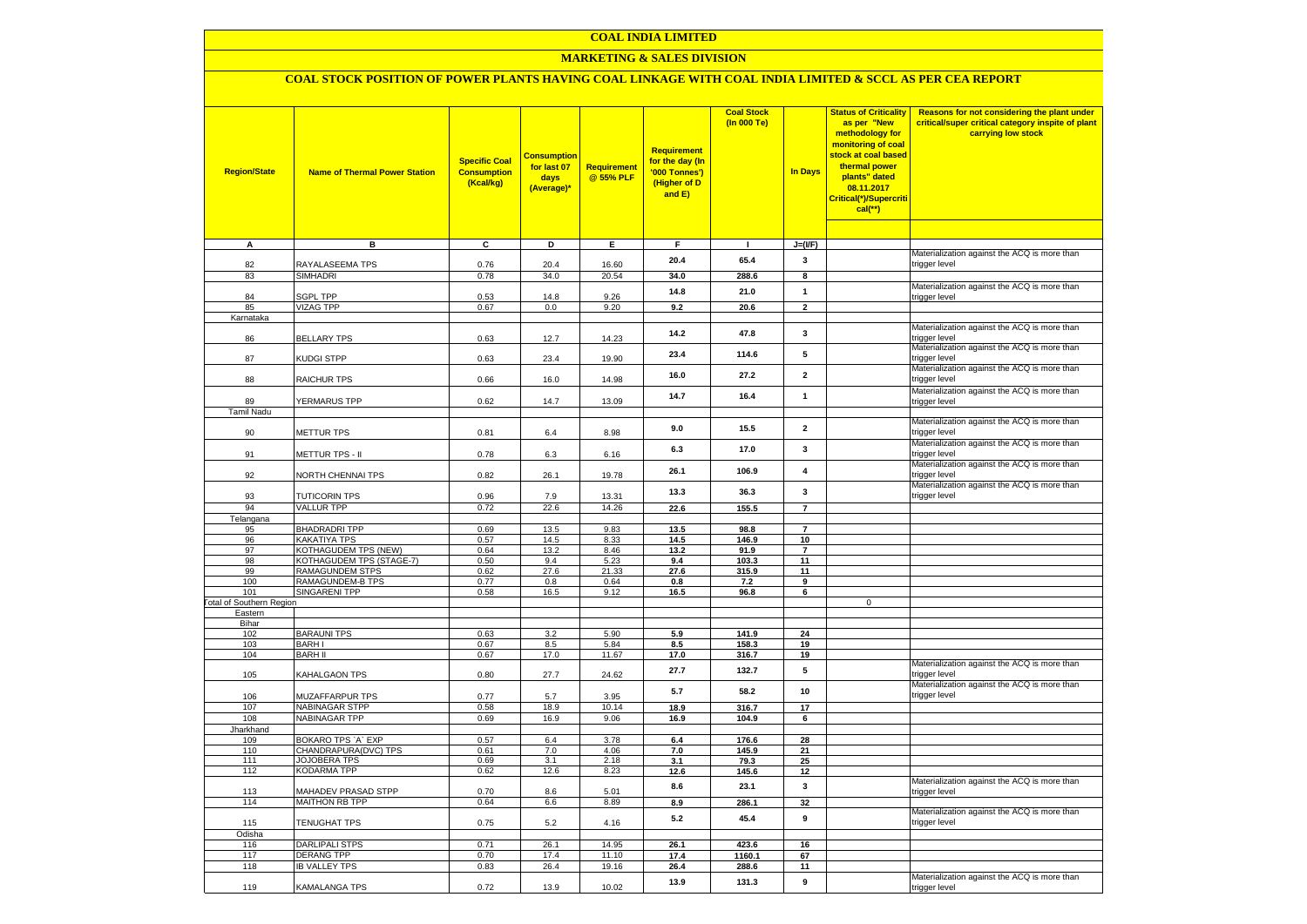# COAL INDIA LIMITED

## MARKETING & SALES DIVISION

### COAL STOCK POSITION OF POWER PLANTS HAVING COAL LINKAGE WITH COAL INDIA LIMITED & SCCL AS PER CEA REPORT

| Region/State | Name of Thermal Power Station | Specific Coal Consumption (Kcal/kg) | Consumption for last 07 days (Average)* | Requirement @ 55% PLF | Requirement for the day (In '000 Tonnes') (Higher of D and E) | Coal Stock (In 000 Te) | In Days | Status of Criticality as per "New methodology for monitoring of coal stock at coal based thermal power plants" dated 08.11.2017 Critical(*)/Supercritical(**) | Reasons for not considering the plant under critical/super critical category inspite of plant carrying low stock |
|---|---|---|---|---|---|---|---|---|---|
| A | B | C | D | E | F | I | J=(I/F) | | |
| 82 | RAYALASEEMA TPS | 0.76 | 20.4 | 16.60 | 20.4 | 65.4 | 3 | | Materialization against the ACQ is more than trigger level |
| 83 | SIMHADRI | 0.78 | 34.0 | 20.54 | 34.0 | 288.6 | 8 | | |
| 84 | SGPL TPP | 0.53 | 14.8 | 9.26 | 14.8 | 21.0 | 1 | | Materialization against the ACQ is more than trigger level |
| 85 | VIZAG TPP | 0.67 | 0.0 | 9.20 | 9.2 | 20.6 | 2 | | |
| Karnataka | | | | | | | | | |
| 86 | BELLARY TPS | 0.63 | 12.7 | 14.23 | 14.2 | 47.8 | 3 | | Materialization against the ACQ is more than trigger level |
| 87 | KUDGI STPP | 0.63 | 23.4 | 19.90 | 23.4 | 114.6 | 5 | | Materialization against the ACQ is more than trigger level |
| 88 | RAICHUR TPS | 0.66 | 16.0 | 14.98 | 16.0 | 27.2 | 2 | | Materialization against the ACQ is more than trigger level |
| 89 | YERMARUS TPP | 0.62 | 14.7 | 13.09 | 14.7 | 16.4 | 1 | | Materialization against the ACQ is more than trigger level |
| Tamil Nadu | | | | | | | | | |
| 90 | METTUR TPS | 0.81 | 6.4 | 8.98 | 9.0 | 15.5 | 2 | | Materialization against the ACQ is more than trigger level |
| 91 | METTUR TPS - II | 0.78 | 6.3 | 6.16 | 6.3 | 17.0 | 3 | | Materialization against the ACQ is more than trigger level |
| 92 | NORTH CHENNAI TPS | 0.82 | 26.1 | 19.78 | 26.1 | 106.9 | 4 | | Materialization against the ACQ is more than trigger level |
| 93 | TUTICORIN TPS | 0.96 | 7.9 | 13.31 | 13.3 | 36.3 | 3 | | Materialization against the ACQ is more than trigger level |
| 94 | VALLUR TPP | 0.72 | 22.6 | 14.26 | 22.6 | 155.5 | 7 | | |
| Telangana | | | | | | | | | |
| 95 | BHADRADRI TPP | 0.69 | 13.5 | 9.83 | 13.5 | 98.8 | 7 | | |
| 96 | KAKATIYA TPS | 0.57 | 14.5 | 8.33 | 14.5 | 146.9 | 10 | | |
| 97 | KOTHAGUDEM TPS (NEW) | 0.64 | 13.2 | 8.46 | 13.2 | 91.9 | 7 | | |
| 98 | KOTHAGUDEM TPS (STAGE-7) | 0.50 | 9.4 | 5.23 | 9.4 | 103.3 | 11 | | |
| 99 | RAMAGUNDEM STPS | 0.62 | 27.6 | 21.33 | 27.6 | 315.9 | 11 | | |
| 100 | RAMAGUNDEM-B TPS | 0.77 | 0.8 | 0.64 | 0.8 | 7.2 | 9 | | |
| 101 | SINGARENI TPP | 0.58 | 16.5 | 9.12 | 16.5 | 96.8 | 6 | | |
| Total of Southern Region | | | | | | | | 0 | |
| Eastern | | | | | | | | | |
| Bihar | | | | | | | | | |
| 102 | BARAUNI TPS | 0.63 | 3.2 | 5.90 | 5.9 | 141.9 | 24 | | |
| 103 | BARH I | 0.67 | 8.5 | 5.84 | 8.5 | 158.3 | 19 | | |
| 104 | BARH II | 0.67 | 17.0 | 11.67 | 17.0 | 316.7 | 19 | | |
| 105 | KAHALGAON TPS | 0.80 | 27.7 | 24.62 | 27.7 | 132.7 | 5 | | Materialization against the ACQ is more than trigger level |
| 106 | MUZAFFARPUR TPS | 0.77 | 5.7 | 3.95 | 5.7 | 58.2 | 10 | | Materialization against the ACQ is more than trigger level |
| 107 | NABINAGAR STPP | 0.58 | 18.9 | 10.14 | 18.9 | 316.7 | 17 | | |
| 108 | NABINAGAR TPP | 0.69 | 16.9 | 9.06 | 16.9 | 104.9 | 6 | | |
| Jharkhand | | | | | | | | | |
| 109 | BOKARO TPS `A` EXP | 0.57 | 6.4 | 3.78 | 6.4 | 176.6 | 28 | | |
| 110 | CHANDRAPURA(DVC) TPS | 0.61 | 7.0 | 4.06 | 7.0 | 145.9 | 21 | | |
| 111 | JOJOBERA TPS | 0.69 | 3.1 | 2.18 | 3.1 | 79.3 | 25 | | |
| 112 | KODARMA TPP | 0.62 | 12.6 | 8.23 | 12.6 | 145.6 | 12 | | |
| 113 | MAHADEV PRASAD STPP | 0.70 | 8.6 | 5.01 | 8.6 | 23.1 | 3 | | Materialization against the ACQ is more than trigger level |
| 114 | MAITHON RB TPP | 0.64 | 6.6 | 8.89 | 8.9 | 286.1 | 32 | | |
| 115 | TENUGHAT TPS | 0.75 | 5.2 | 4.16 | 5.2 | 45.4 | 9 | | Materialization against the ACQ is more than trigger level |
| Odisha | | | | | | | | | |
| 116 | DARLIPALI STPS | 0.71 | 26.1 | 14.95 | 26.1 | 423.6 | 16 | | |
| 117 | DERANG TPP | 0.70 | 17.4 | 11.10 | 17.4 | 1160.1 | 67 | | |
| 118 | IB VALLEY TPS | 0.83 | 26.4 | 19.16 | 26.4 | 288.6 | 11 | | |
| 119 | KAMALANGA TPS | 0.72 | 13.9 | 10.02 | 13.9 | 131.3 | 9 | | Materialization against the ACQ is more than trigger level |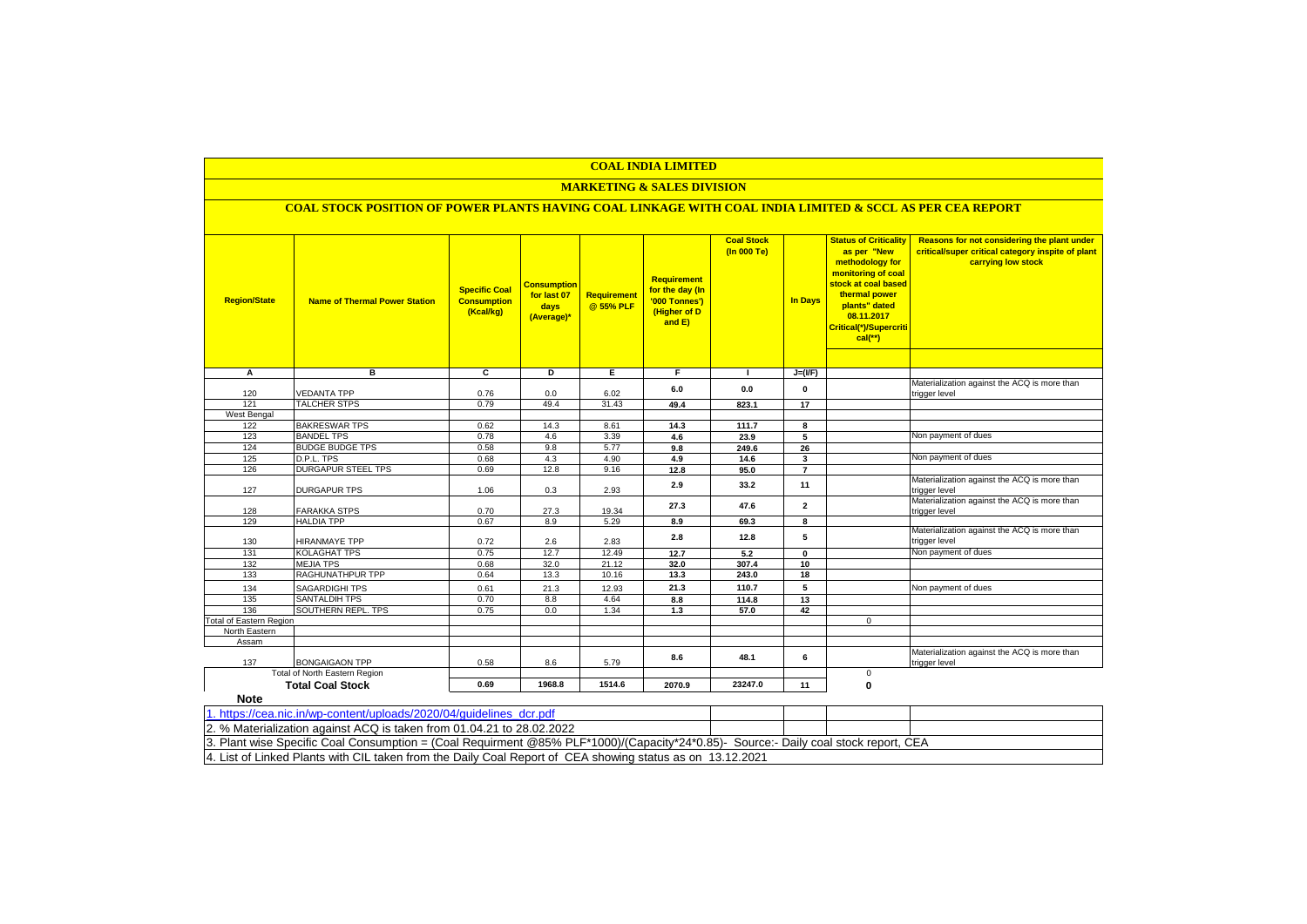# COAL INDIA LIMITED

## MARKETING & SALES DIVISION

### COAL STOCK POSITION OF POWER PLANTS HAVING COAL LINKAGE WITH COAL INDIA LIMITED & SCCL AS PER CEA REPORT

| Region/State | Name of Thermal Power Station | Specific Coal Consumption (Kcal/kg) | Consumption for last 07 days (Average)* | Requirement @ 55% PLF | Requirement for the day (In '000 Tonnes') (Higher of D and E) | Coal Stock (In 000 Te) | In Days | Status of Criticality as per "New methodology for monitoring of coal stock at coal based thermal power plants" dated 08.11.2017 Critical(*)/Supercritical(**) | Reasons for not considering the plant under critical/super critical category inspite of plant carrying low stock |
|---|---|---|---|---|---|---|---|---|---|
| A | B | C | D | E | F | I | J=(I/F) | | |
| 120 | VEDANTA TPP | 0.76 | 0.0 | 6.02 | 6.0 | 0.0 | 0 | | Materialization against the ACQ is more than trigger level |
| 121 | TALCHER STPS | 0.79 | 49.4 | 31.43 | 49.4 | 823.1 | 17 | | |
| West Bengal | | | | | | | | | |
| 122 | BAKRESWAR TPS | 0.62 | 14.3 | 8.61 | 14.3 | 111.7 | 8 | | |
| 123 | BANDEL TPS | 0.78 | 4.6 | 3.39 | 4.6 | 23.9 | 5 | | Non payment of dues |
| 124 | BUDGE BUDGE TPS | 0.58 | 9.8 | 5.77 | 9.8 | 249.6 | 26 | | |
| 125 | D.P.L. TPS | 0.68 | 4.3 | 4.90 | 4.9 | 14.6 | 3 | | Non payment of dues |
| 126 | DURGAPUR STEEL TPS | 0.69 | 12.8 | 9.16 | 12.8 | 95.0 | 7 | | |
| 127 | DURGAPUR TPS | 1.06 | 0.3 | 2.93 | 2.9 | 33.2 | 11 | | Materialization against the ACQ is more than trigger level |
| 128 | FARAKKA STPS | 0.70 | 27.3 | 19.34 | 27.3 | 47.6 | 2 | | Materialization against the ACQ is more than trigger level |
| 129 | HALDIA TPP | 0.67 | 8.9 | 5.29 | 8.9 | 69.3 | 8 | | |
| 130 | HIRANMAYE TPP | 0.72 | 2.6 | 2.83 | 2.8 | 12.8 | 5 | | Materialization against the ACQ is more than trigger level |
| 131 | KOLAGHAT TPS | 0.75 | 12.7 | 12.49 | 12.7 | 5.2 | 0 | | Non payment of dues |
| 132 | MEJIA TPS | 0.68 | 32.0 | 21.12 | 32.0 | 307.4 | 10 | | |
| 133 | RAGHUNATHPUR TPP | 0.64 | 13.3 | 10.16 | 13.3 | 243.0 | 18 | | |
| 134 | SAGARDIGHI TPS | 0.61 | 21.3 | 12.93 | 21.3 | 110.7 | 5 | | Non payment of dues |
| 135 | SANTALDIH TPS | 0.70 | 8.8 | 4.64 | 8.8 | 114.8 | 13 | | |
| 136 | SOUTHERN REPL. TPS | 0.75 | 0.0 | 1.34 | 1.3 | 57.0 | 42 | | |
| Total of Eastern Region | | | | | | | | 0 | |
| North Eastern | | | | | | | | | |
| Assam | | | | | | | | | |
| 137 | BONGAIGAON TPP | 0.58 | 8.6 | 5.79 | 8.6 | 48.1 | 6 | | Materialization against the ACQ is more than trigger level |
| Total of North Eastern Region | | | | | | | | 0 | |
| Total Coal Stock | | 0.69 | 1968.8 | 1514.6 | 2070.9 | 23247.0 | 11 | 0 | |

**Note**

1. https://cea.nic.in/wp-content/uploads/2020/04/guidelines_dcr.pdf
2. % Materialization against ACQ is taken from 01.04.21 to 28.02.2022
3. Plant wise Specific Coal Consumption = (Coal Requirment @85% PLF*1000)/(Capacity*24*0.85)- Source:- Daily coal stock report, CEA
4. List of Linked Plants with CIL taken from the Daily Coal Report of CEA showing status as on 13.12.2021